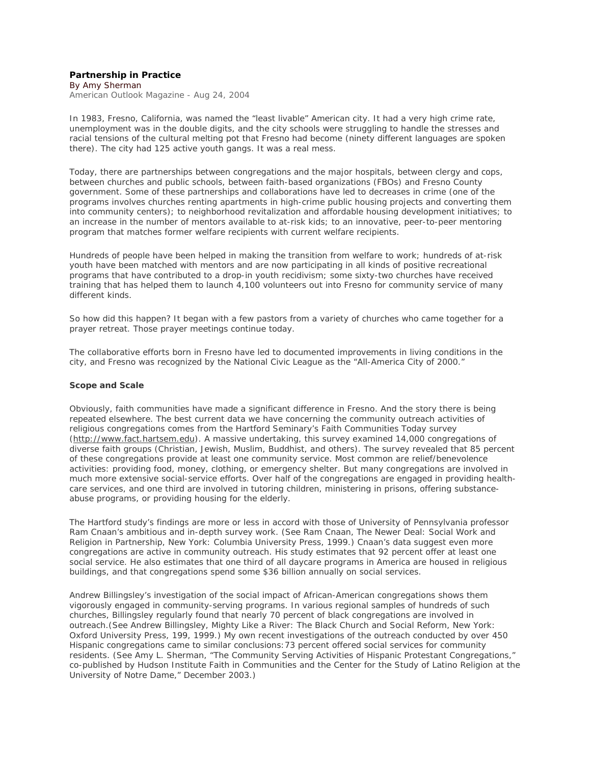**Partnership in Practice**

By Amy Sherman

American Outlook Magazine - Aug 24, 2004

In 1983, Fresno, California, was named the "least livable" American city. It had a very high crime rate, unemployment was in the double digits, and the city schools were struggling to handle the stresses and racial tensions of the cultural melting pot that Fresno had become (ninety different languages are spoken there). The city had 125 active youth gangs. It was a real mess.

Today, there are partnerships between congregations and the major hospitals, between clergy and cops, between churches and public schools, between faith-based organizations (FBOs) and Fresno County government. Some of these partnerships and collaborations have led to decreases in crime (one of the programs involves churches renting apartments in high-crime public housing projects and converting them into community centers); to neighborhood revitalization and affordable housing development initiatives; to an increase in the number of mentors available to at-risk kids; to an innovative, peer-to-peer mentoring program that matches former welfare recipients with current welfare recipients.

Hundreds of people have been helped in making the transition from welfare to work; hundreds of at-risk youth have been matched with mentors and are now participating in all kinds of positive recreational programs that have contributed to a drop-in youth recidivism; some sixty-two churches have received training that has helped them to launch 4,100 volunteers out into Fresno for community service of many different kinds.

So how did this happen? It began with a few pastors from a variety of churches who came together for a prayer retreat. Those prayer meetings continue today.

The collaborative efforts born in Fresno have led to documented improvements in living conditions in the city, and Fresno was recognized by the National Civic League as the "All-America City of 2000."

**Scope and Scale**

Obviously, faith communities have made a significant difference in Fresno. And the story there is being repeated elsewhere. The best current data we have concerning the community outreach activities of religious congregations comes from the Hartford Seminary's Faith Communities Today survey (http://www.fact.hartsem.edu). A massive undertaking, this survey examined 14,000 congregations of diverse faith groups (Christian, Jewish, Muslim, Buddhist, and others). The survey revealed that 85 percent of these congregations provide at least one community service. Most common are relief/benevolence activities: providing food, money, clothing, or emergency shelter. But many congregations are involved in much more extensive social-service efforts. Over half of the congregations are engaged in providing health-care services, and one third are involved in tutoring children, ministering in prisons, offering substance-abuse programs, or providing housing for the elderly.

The Hartford study's findings are more or less in accord with those of University of Pennsylvania professor Ram Cnaan's ambitious and in-depth survey work. (See Ram Cnaan, The Newer Deal: Social Work and Religion in Partnership, New York: Columbia University Press, 1999.) Cnaan's data suggest even more congregations are active in community outreach. His study estimates that 92 percent offer at least one social service. He also estimates that one third of all daycare programs in America are housed in religious buildings, and that congregations spend some $36 billion annually on social services.

Andrew Billingsley's investigation of the social impact of African-American congregations shows them vigorously engaged in community-serving programs. In various regional samples of hundreds of such churches, Billingsley regularly found that nearly 70 percent of black congregations are involved in outreach.(See Andrew Billingsley, Mighty Like a River: The Black Church and Social Reform, New York: Oxford University Press, 199, 1999.) My own recent investigations of the outreach conducted by over 450 Hispanic congregations came to similar conclusions:73 percent offered social services for community residents. (See Amy L. Sherman, "The Community Serving Activities of Hispanic Protestant Congregations," co-published by Hudson Institute Faith in Communities and the Center for the Study of Latino Religion at the University of Notre Dame," December 2003.)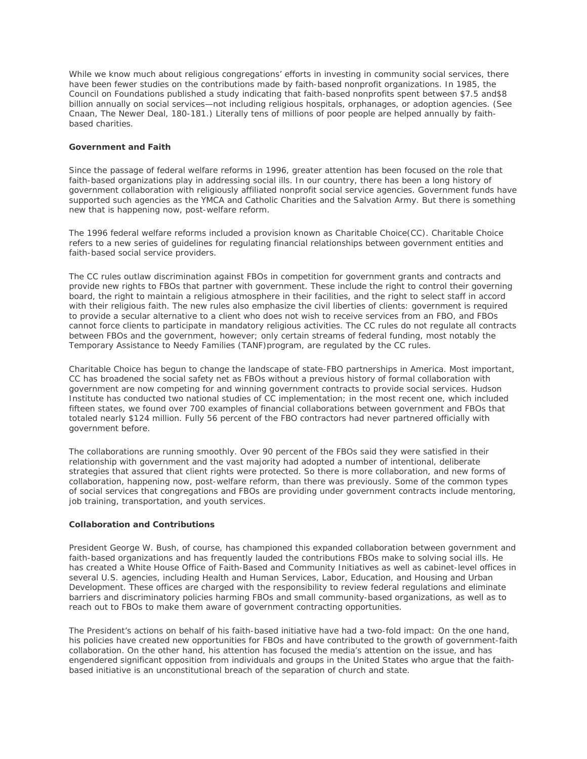While we know much about religious congregations' efforts in investing in community social services, there have been fewer studies on the contributions made by faith-based nonprofit organizations. In 1985, the Council on Foundations published a study indicating that faith-based nonprofits spent between $7.5 and$8 billion annually on social services—not including religious hospitals, orphanages, or adoption agencies. (See Cnaan, The Newer Deal, 180-181.) Literally tens of millions of poor people are helped annually by faith-based charities.

**Government and Faith**

Since the passage of federal welfare reforms in 1996, greater attention has been focused on the role that faith-based organizations play in addressing social ills. In our country, there has been a long history of government collaboration with religiously affiliated nonprofit social service agencies. Government funds have supported such agencies as the YMCA and Catholic Charities and the Salvation Army. But there is something new that is happening now, post-welfare reform.

The 1996 federal welfare reforms included a provision known as Charitable Choice(CC). Charitable Choice refers to a new series of guidelines for regulating financial relationships between government entities and faith-based social service providers.

The CC rules outlaw discrimination against FBOs in competition for government grants and contracts and provide new rights to FBOs that partner with government. These include the right to control their governing board, the right to maintain a religious atmosphere in their facilities, and the right to select staff in accord with their religious faith. The new rules also emphasize the civil liberties of clients: government is required to provide a secular alternative to a client who does not wish to receive services from an FBO, and FBOs cannot force clients to participate in mandatory religious activities. The CC rules do not regulate all contracts between FBOs and the government, however; only certain streams of federal funding, most notably the Temporary Assistance to Needy Families (TANF)program, are regulated by the CC rules.

Charitable Choice has begun to change the landscape of state-FBO partnerships in America. Most important, CC has broadened the social safety net as FBOs without a previous history of formal collaboration with government are now competing for and winning government contracts to provide social services. Hudson Institute has conducted two national studies of CC implementation; in the most recent one, which included fifteen states, we found over 700 examples of financial collaborations between government and FBOs that totaled nearly $124 million. Fully 56 percent of the FBO contractors had never partnered officially with government before.

The collaborations are running smoothly. Over 90 percent of the FBOs said they were satisfied in their relationship with government and the vast majority had adopted a number of intentional, deliberate strategies that assured that client rights were protected. So there is more collaboration, and new forms of collaboration, happening now, post-welfare reform, than there was previously. Some of the common types of social services that congregations and FBOs are providing under government contracts include mentoring, job training, transportation, and youth services.

**Collaboration and Contributions**

President George W. Bush, of course, has championed this expanded collaboration between government and faith-based organizations and has frequently lauded the contributions FBOs make to solving social ills. He has created a White House Office of Faith-Based and Community Initiatives as well as cabinet-level offices in several U.S. agencies, including Health and Human Services, Labor, Education, and Housing and Urban Development. These offices are charged with the responsibility to review federal regulations and eliminate barriers and discriminatory policies harming FBOs and small community-based organizations, as well as to reach out to FBOs to make them aware of government contracting opportunities.

The President's actions on behalf of his faith-based initiative have had a two-fold impact: On the one hand, his policies have created new opportunities for FBOs and have contributed to the growth of government-faith collaboration. On the other hand, his attention has focused the media's attention on the issue, and has engendered significant opposition from individuals and groups in the United States who argue that the faith-based initiative is an unconstitutional breach of the separation of church and state.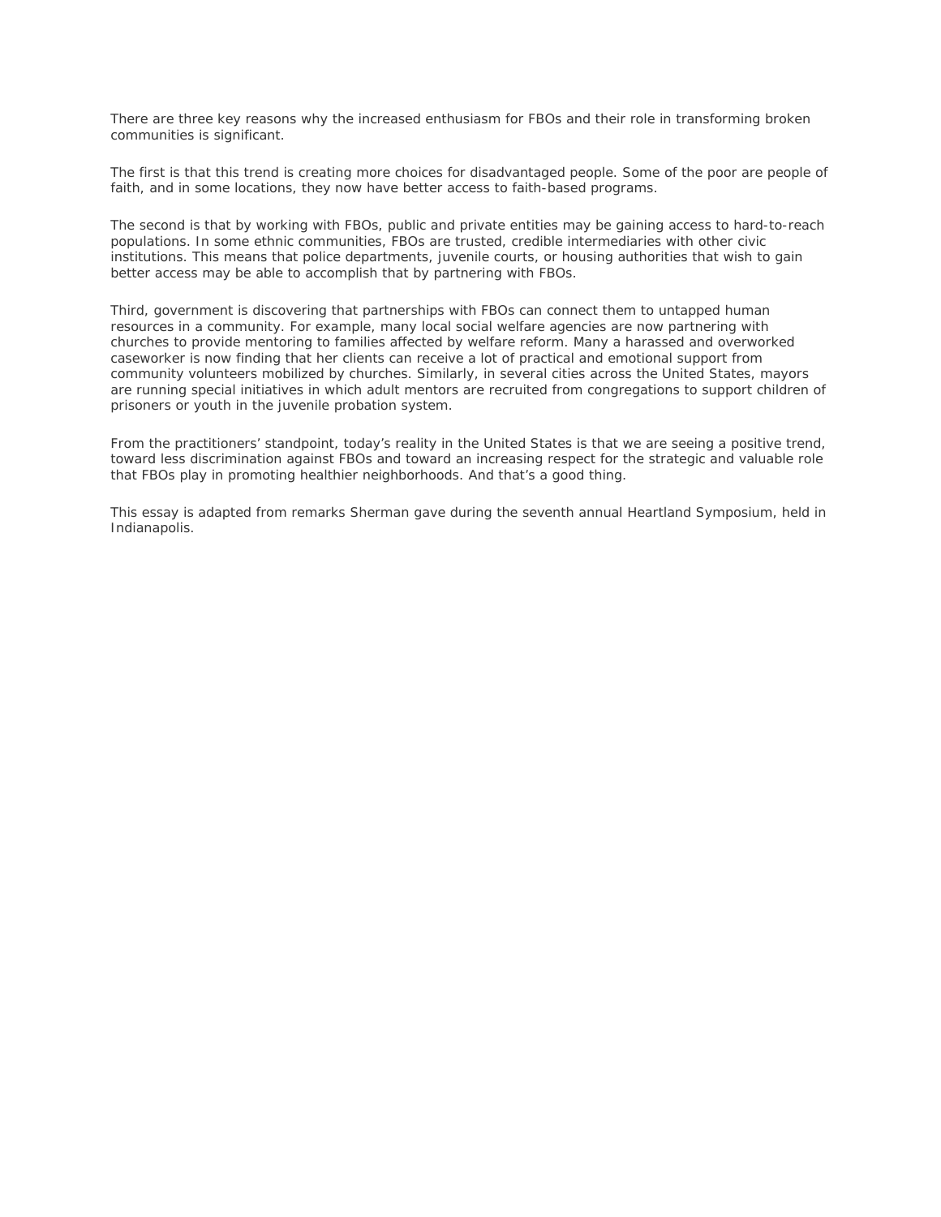There are three key reasons why the increased enthusiasm for FBOs and their role in transforming broken communities is significant.

The first is that this trend is creating more choices for disadvantaged people. Some of the poor are people of faith, and in some locations, they now have better access to faith-based programs.

The second is that by working with FBOs, public and private entities may be gaining access to hard-to-reach populations. In some ethnic communities, FBOs are trusted, credible intermediaries with other civic institutions. This means that police departments, juvenile courts, or housing authorities that wish to gain better access may be able to accomplish that by partnering with FBOs.

Third, government is discovering that partnerships with FBOs can connect them to untapped human resources in a community. For example, many local social welfare agencies are now partnering with churches to provide mentoring to families affected by welfare reform. Many a harassed and overworked caseworker is now finding that her clients can receive a lot of practical and emotional support from community volunteers mobilized by churches. Similarly, in several cities across the United States, mayors are running special initiatives in which adult mentors are recruited from congregations to support children of prisoners or youth in the juvenile probation system.

From the practitioners' standpoint, today's reality in the United States is that we are seeing a positive trend, toward less discrimination against FBOs and toward an increasing respect for the strategic and valuable role that FBOs play in promoting healthier neighborhoods. And that's a good thing.

This essay is adapted from remarks Sherman gave during the seventh annual Heartland Symposium, held in Indianapolis.